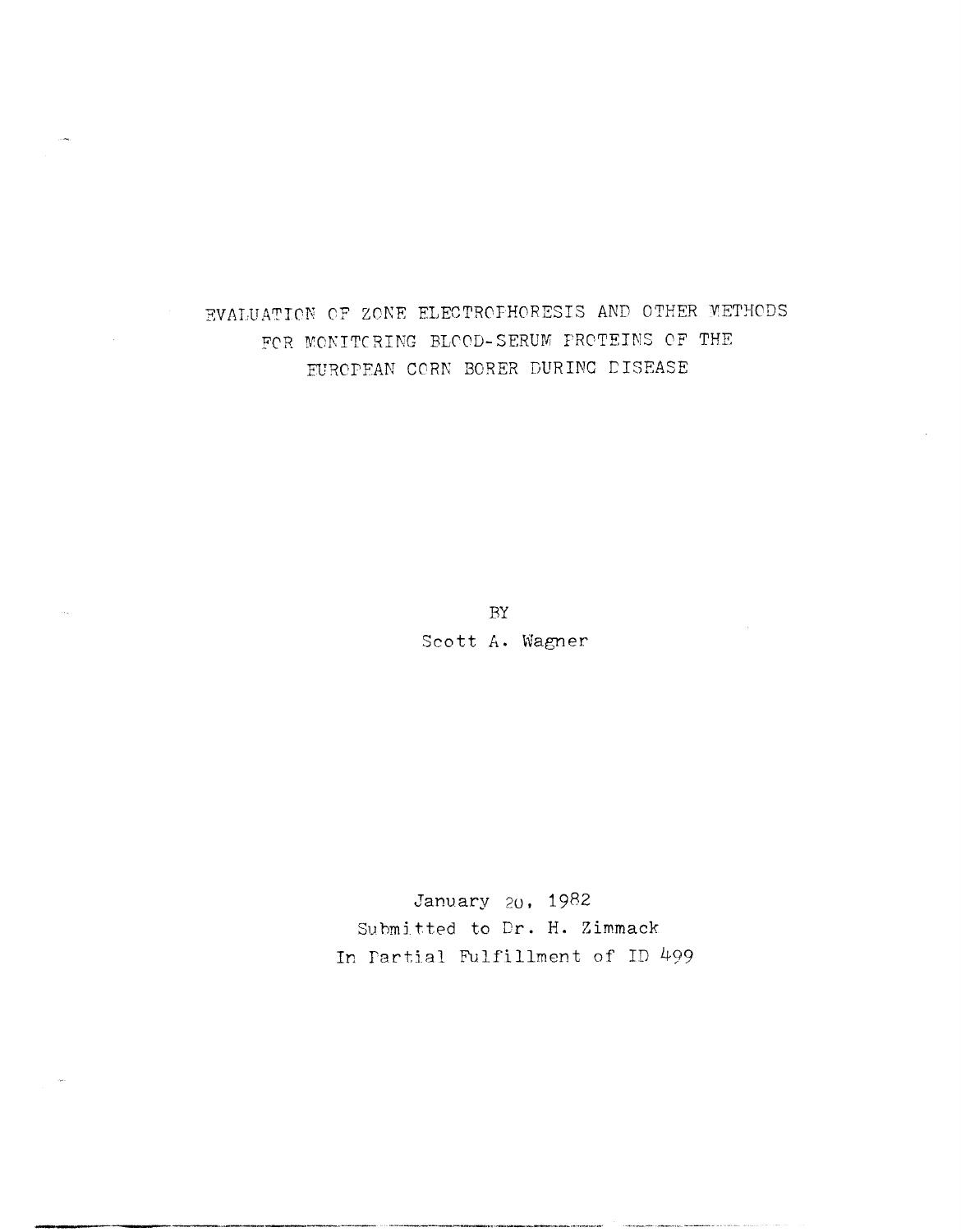# EVALUATION OF ZONE ELECTROPHORESIS AND OTHER METHODS FOR MONITORING BLOOD-SERUM PROTEINS OF THE EUROPEAN CORN BORER DURING DISEASE

BY

Scott A. Wagner

January 20, 1982

Submitted to Dr. H. Zimmack

In Partial Fulfillment of ID 499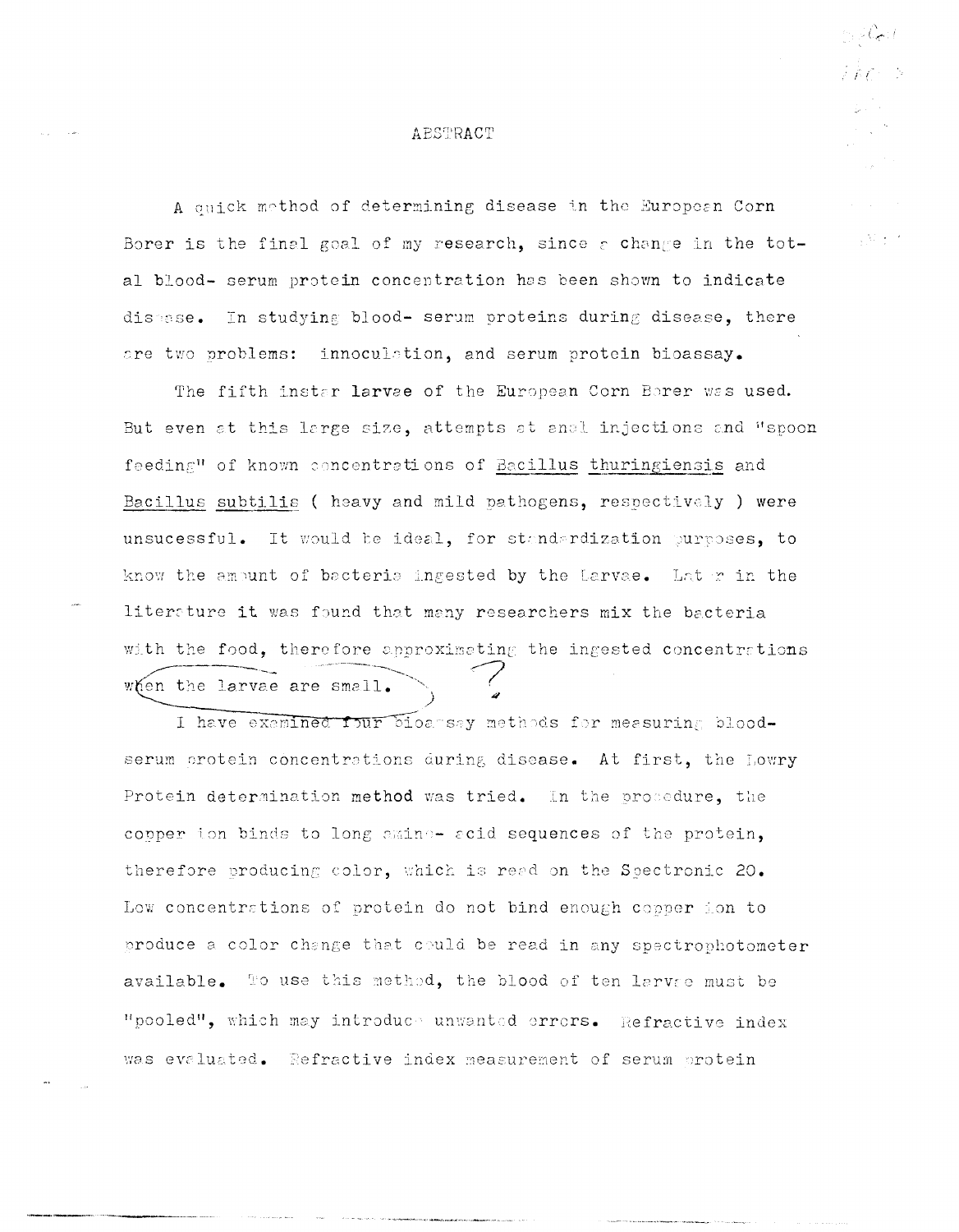# ABSTRACT

A quick method of determining disease in the European Corn Borer is the final goal of my research, since a change in the total blood- serum protein concentration has been shown to indicate disease. In studying blood- serum proteins during disease, there are two problems: innoculation, and serum protein bioassay.

The fifth instar larvae of the European Corn Borer was used. But even at this large size, attempts at anal injections and "spoon feeding" of known concentrations of Bacillus thuringiensis and Bacillus subtilis ( heavy and mild pathogens, respectively ) were unsucessful. It would be ideal, for standardization purposes, to know the amount of bacteria ingested by the Larvae. Later in the literature it was found that many researchers mix the bacteria with the food, therefore approximating the ingested concentrations when the larvae are small.

I have examined four bioassay methods for measuring blood- serum protein concentrations during disease. At first, the Lowry Protein determination method was tried. In the procedure, the copper ion binds to long amino- acid sequences of the protein, therefore producing color, which is read on the Spectronic 20. Low concentrations of protein do not bind enough copper ion to produce a color change that could be read in any spectrophotometer available. To use this method, the blood of ten larvae must be "pooled", which may introduce unwanted errors. Refractive index was evaluated. Refractive index measurement of serum protein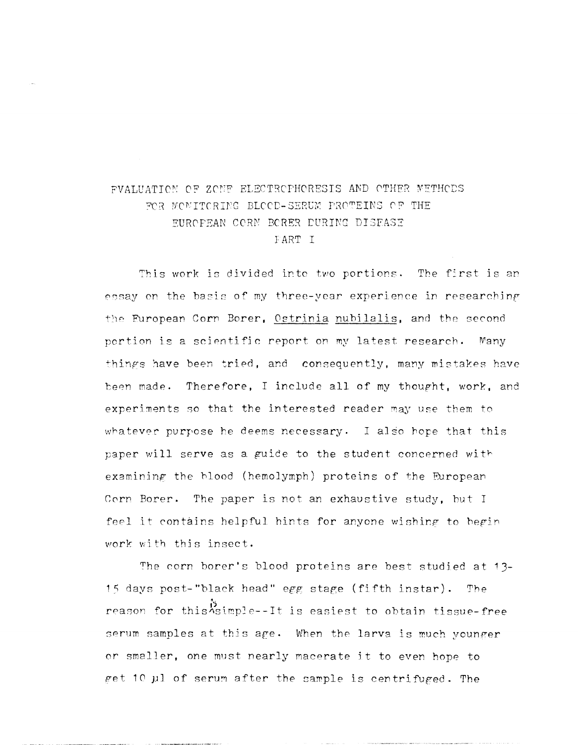# EVALUATION OF ZONE ELECTROPHORESIS AND OTHER METHODS FOR MONITORING BLOOD-SERUM PROTEINS OF THE EUROPEAN CORN BORER DURING DISEASE

## PART I

This work is divided into two portions. The first is an essay on the basis of my three-year experience in researching the European Corn Borer, *Ostrinia nubilalis*, and the second portion is a scientific report on my latest research. Many things have been tried, and consequently, many mistakes have been made. Therefore, I include all of my thought, work, and experiments so that the interested reader may use them to whatever purpose he deems necessary. I also hope that this paper will serve as a guide to the student concerned with examining the blood (hemolymph) proteins of the European Corn Borer. The paper is not an exhaustive study, but I feel it contains helpful hints for anyone wishing to begin work with this insect.

The corn borer's blood proteins are best studied at 13-15 days post-"black head" egg stage (fifth instar). The reason for this is simple--It is easiest to obtain tissue-free serum samples at this age. When the larva is much younger or smaller, one must nearly macerate it to even hope to get 10 µl of serum after the sample is centrifuged. The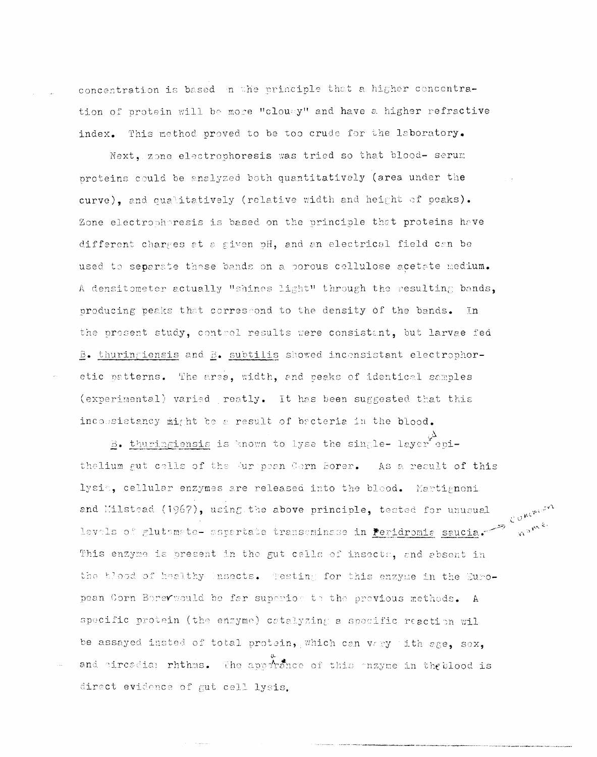concentration is based on the principle that a higher concentration of protein will be more "cloudy" and have a higher refractive index. This method proved to be too crude for the laboratory.

Next, zone electrophoresis was tried so that blood- serum proteins could be analyzed both quantitatively (area under the curve), and qualitatively (relative width and height of peaks). Zone electrophoresis is based on the principle that proteins have different charges at a given pH, and an electrical field can be used to separate these bands on a porous cellulose acetate medium. A densitometer actually "shines light" through the resulting bands, producing peaks that correspond to the density of the bands. In the present study, control results were consistant, but larvae fed B. thuringiensis and B. subtilis showed inconsistant electrophoretic patterns. The area, width, and peaks of identical samples (experimental) varied greatly. It has been suggested that this inconsistency might be a result of bacteria in the blood.

B. thuringiensis is known to lyse the single- layered epithelium gut cells of the European Corn Borer. As a result of this lysis, cellular enzymes are released into the blood. Martignoni and Milstead (1967), using the above principle, tested for unusual levels of glutamate- aspartate transaminase in Peridromia saucia. (common name) This enzyme is present in the gut cells of insects, and absent in the blood of healthy insects. Testing for this enzyme in the European Corn Borer would be far superior to the previous methods. A specific protein (the enzyme) catalyzing a specific reaction wil be assayed insted of total protein, which can vary with age, sex, and circadian rhthms. The appearance of this enzyme in the blood is direct evidence of gut cell lysis.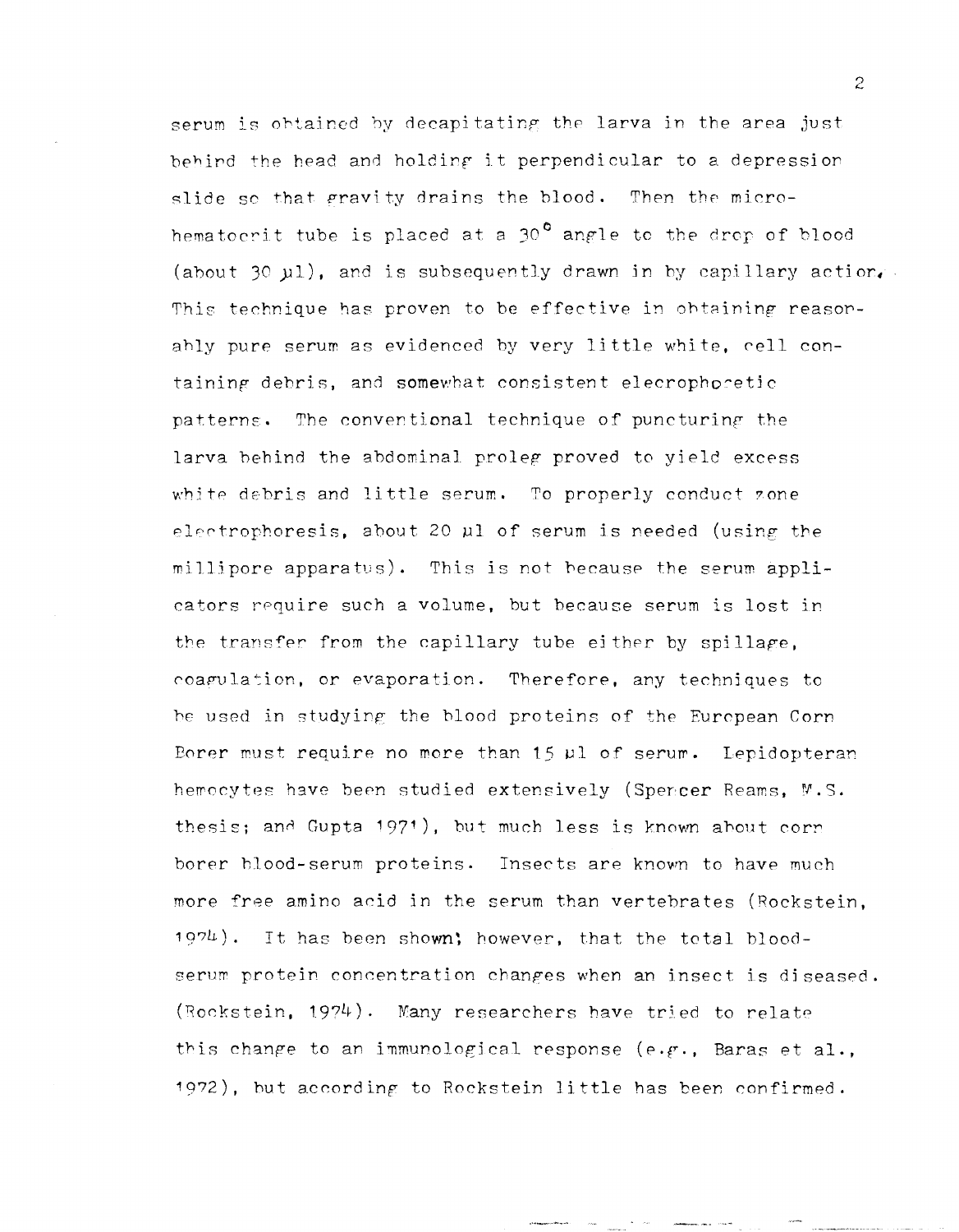serum is obtained by decapitating the larva in the area just behind the head and holding it perpendicular to a depression slide so that gravity drains the blood. Then the micro-hematocrit tube is placed at a 30° angle to the drop of blood (about 30 µl), and is subsequently drawn in by capillary action. This technique has proven to be effective in obtaining reasonably pure serum as evidenced by very little white, cell containing debris, and somewhat consistent elecrophoretic patterns. The conventional technique of puncturing the larva behind the abdominal proleg proved to yield excess white debris and little serum. To properly conduct zone electrophoresis, about 20 µl of serum is needed (using the millipore apparatus). This is not because the serum applicators require such a volume, but because serum is lost in the transfer from the capillary tube either by spillage, coagulation, or evaporation. Therefore, any techniques to be used in studying the blood proteins of the European Corn Borer must require no more than 15 µl of serum. Lepidopteran hemocytes have been studied extensively (Spencer Reams, M.S. thesis; and Gupta 1971), but much less is known about corn borer blood-serum proteins. Insects are known to have much more free amino acid in the serum than vertebrates (Rockstein, 1974). It has been shown, however, that the total blood-serum protein concentration changes when an insect is diseased. (Rockstein, 1974). Many researchers have tried to relate this change to an immunological response (e.g., Baras et al., 1972), but according to Rockstein little has been confirmed.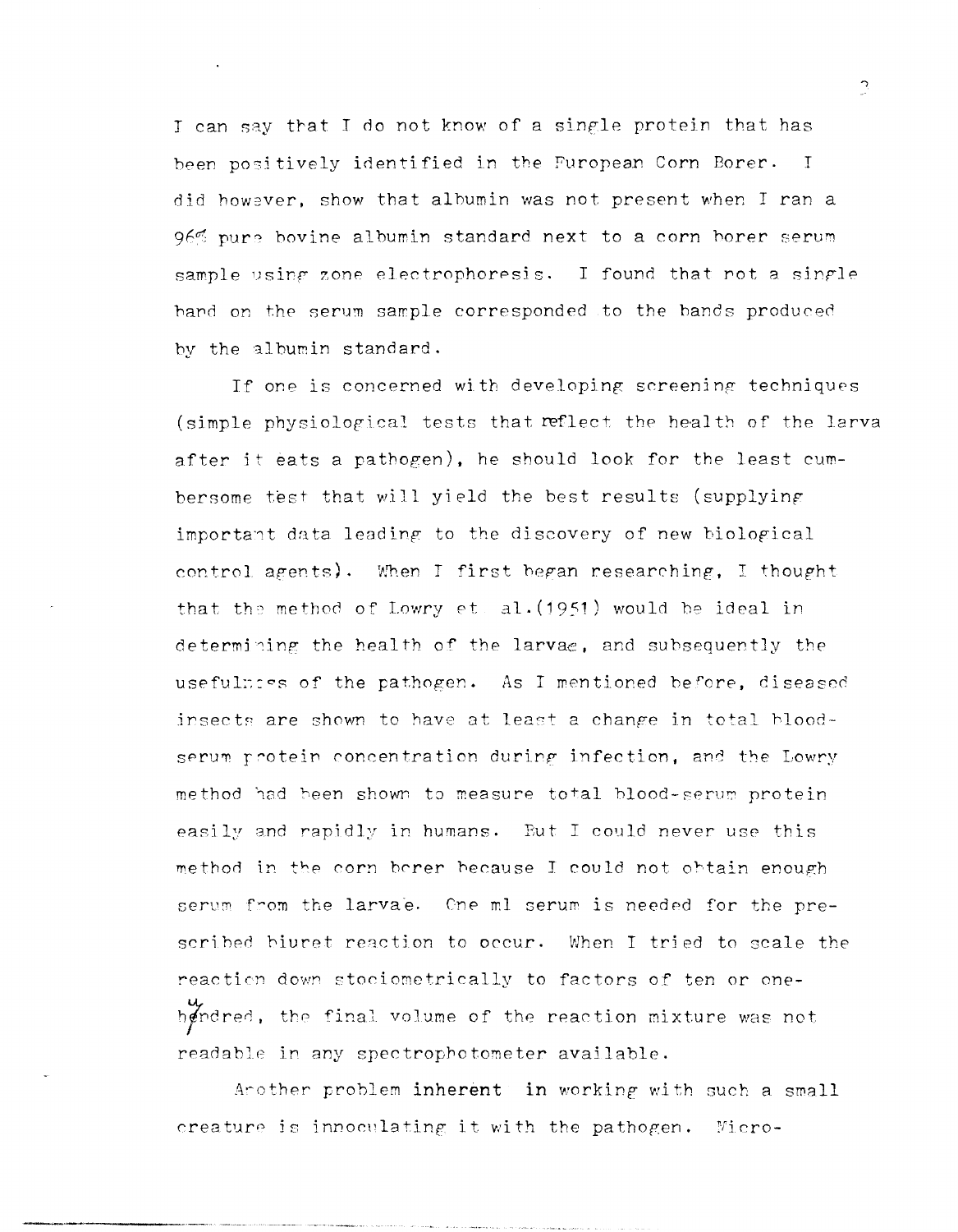I can say that I do not know of a single protein that has been positively identified in the European Corn Borer. I did however, show that albumin was not present when I ran a 96% pure bovine albumin standard next to a corn borer serum sample using zone electrophoresis. I found that not a single band on the serum sample corresponded to the bands produced by the albumin standard.

If one is concerned with developing screening techniques (simple physiological tests that reflect the health of the larva after it eats a pathogen), he should look for the least cumbersome test that will yield the best results (supplying important data leading to the discovery of new biological control agents). When I first began researching, I thought that the method of Lowry et. al.(1951) would be ideal in determining the health of the larvae, and subsequently the usefulness of the pathogen. As I mentioned before, diseased insects are shown to have at least a change in total blood-serum protein concentration during infection, and the Lowry method had been shown to measure total blood-serum protein easily and rapidly in humans. But I could never use this method in the corn borer because I could not obtain enough serum from the larvae. One ml serum is needed for the prescribed biuret reaction to occur. When I tried to scale the reaction down stociometrically to factors of ten or one-hundred, the final volume of the reaction mixture was not readable in any spectrophotometer available.

Another problem inherent in working with such a small creature is innoculating it with the pathogen. Micro-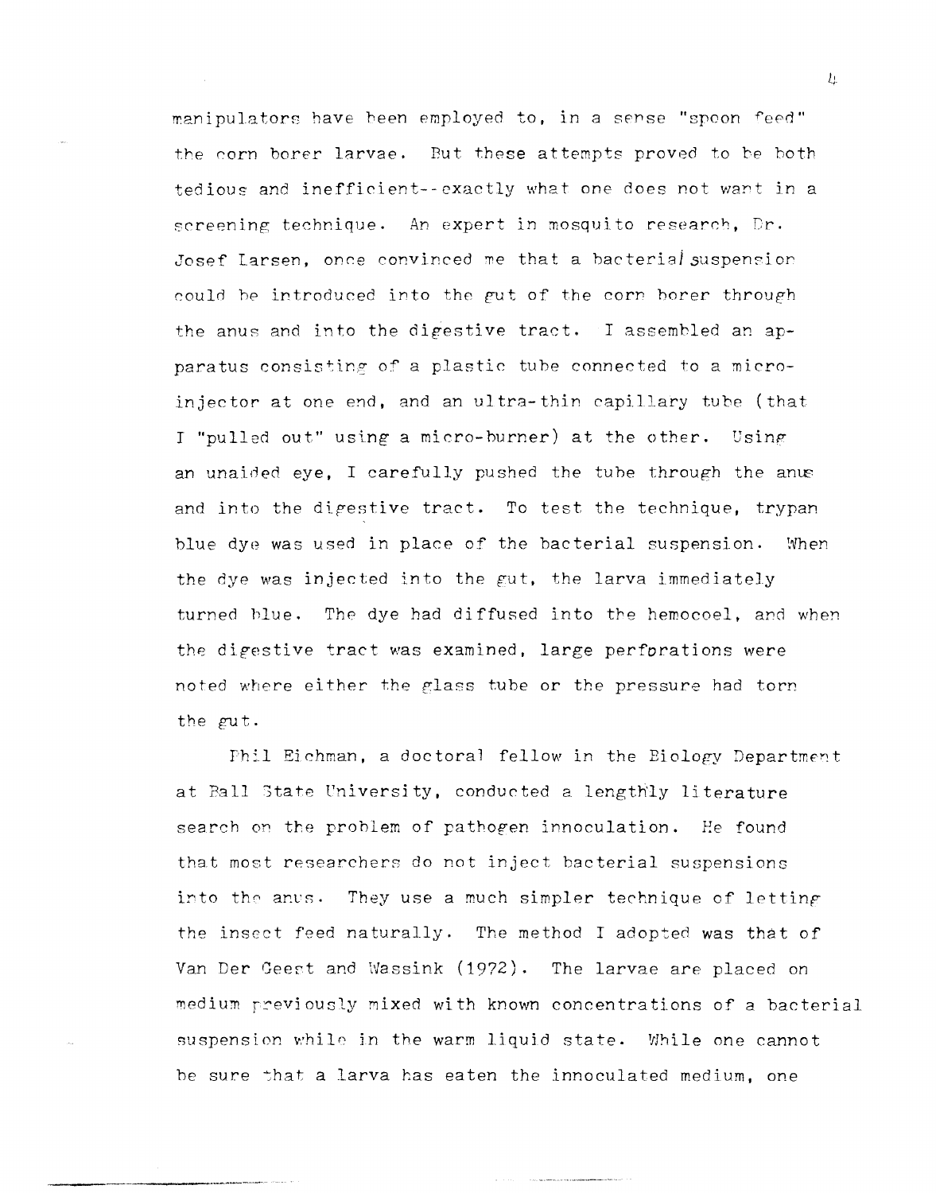manipulators have been employed to, in a sense "spoon feed" the corn borer larvae. But these attempts proved to be both tedious and inefficient--exactly what one does not want in a screening technique. An expert in mosquito research, Dr. Josef Larsen, once convinced me that a bacterial suspension could be introduced into the gut of the corn borer through the anus and into the digestive tract. I assembled an apparatus consisting of a plastic tube connected to a micro-injector at one end, and an ultra-thin capillary tube (that I "pulled out" using a micro-burner) at the other. Using an unaided eye, I carefully pushed the tube through the anus and into the digestive tract. To test the technique, trypan blue dye was used in place of the bacterial suspension. When the dye was injected into the gut, the larva immediately turned blue. The dye had diffused into the hemocoel, and when the digestive tract was examined, large perforations were noted where either the glass tube or the pressure had torn the gut.

Phil Eichman, a doctoral fellow in the Biology Department at Ball State University, conducted a lengthly literature search on the problem of pathogen innoculation. He found that most researchers do not inject bacterial suspensions into the anus. They use a much simpler technique of letting the insect feed naturally. The method I adopted was that of Van Der Geest and Wassink (1972). The larvae are placed on medium previously mixed with known concentrations of a bacterial suspension while in the warm liquid state. While one cannot be sure that a larva has eaten the innoculated medium, one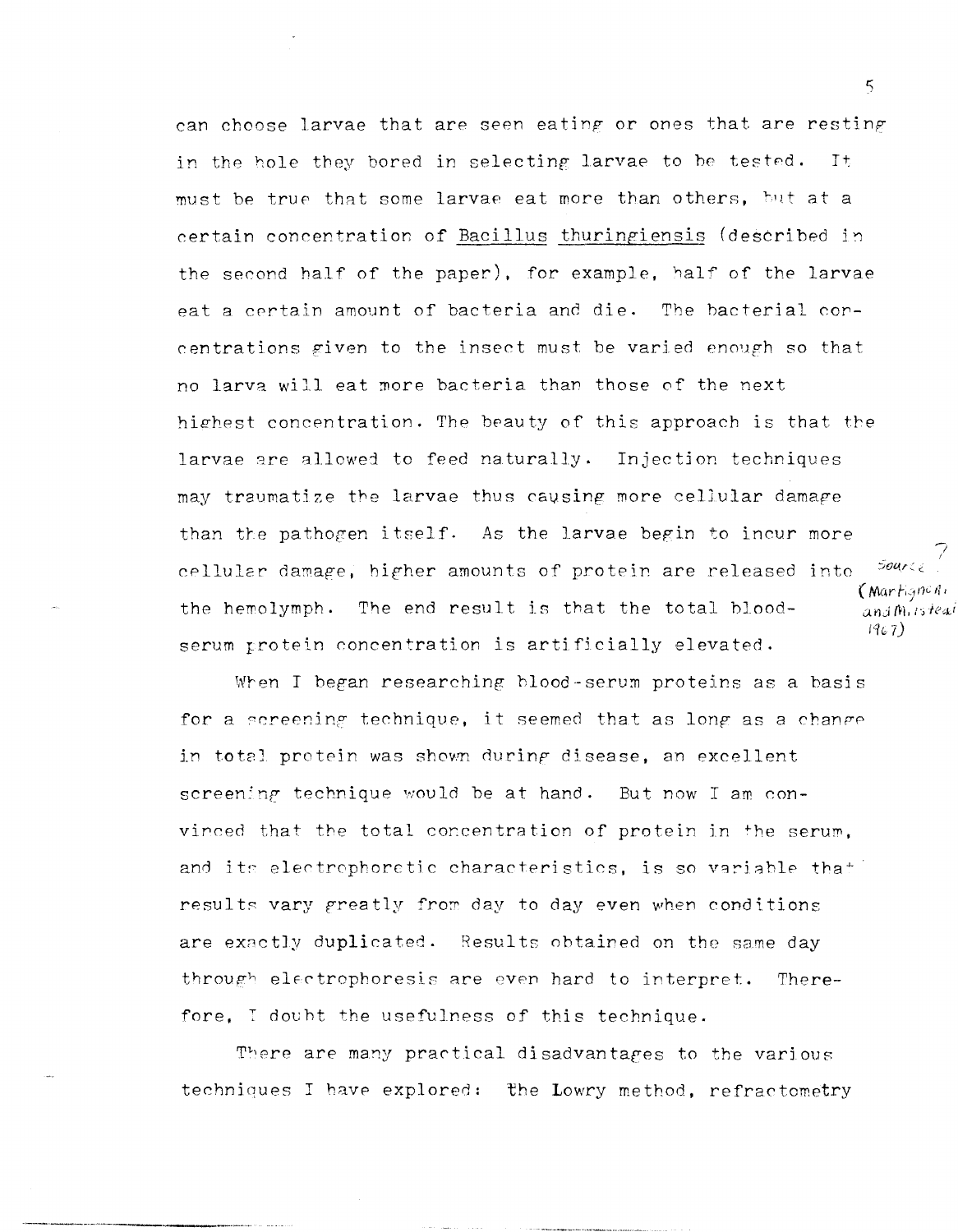can choose larvae that are seen eating or ones that are resting in the hole they bored in selecting larvae to be tested. It must be true that some larvae eat more than others, but at a certain concentration of <u>Bacillus thuringiensis</u> (described in the second half of the paper), for example, half of the larvae eat a certain amount of bacteria and die. The bacterial concentrations given to the insect must be varied enough so that no larva will eat more bacteria than those of the next highest concentration. The beauty of this approach is that the larvae are allowed to feed naturally. Injection techniques may traumatize the larvae thus causing more cellular damage than the pathogen itself. As the larvae begin to incur more cellular damage, higher amounts of protein are released into the hemolymph. The end result is that the total blood-serum protein concentration is artificially elevated.

Source? (Martignoni and Milstead 1967)

When I began researching blood-serum proteins as a basis for a screening technique, it seemed that as long as a change in total protein was shown during disease, an excellent screening technique would be at hand. But now I am convinced that the total concentration of protein in the serum, and its electrophoretic characteristics, is so variable that results vary greatly from day to day even when conditions are exactly duplicated. Results obtained on the same day through electrophoresis are even hard to interpret. Therefore, I doubt the usefulness of this technique.

There are many practical disadvantages to the various techniques I have explored: the Lowry method, refractometry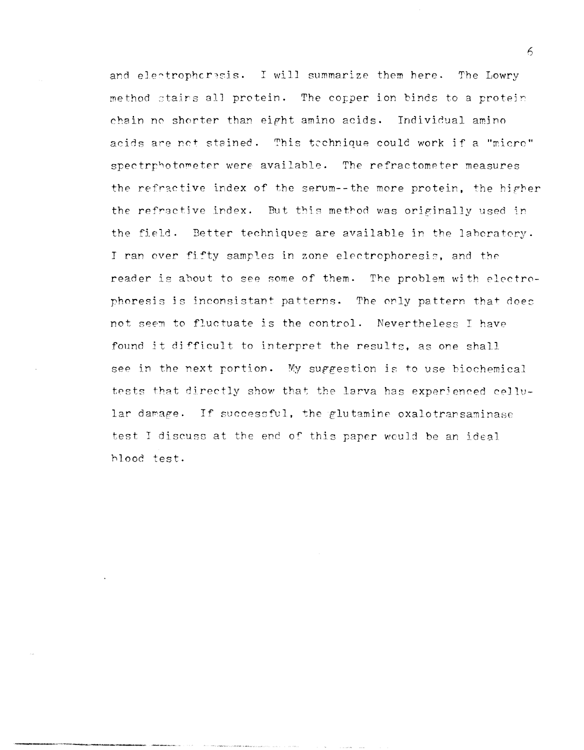and electrophoresis. I will summarize them here. The Lowry method stains all protein. The copper ion binds to a protein chain no shorter than eight amino acids. Individual amino acids are not stained. This technique could work if a "micro" spectrphotometer were available. The refractometer measures the refractive index of the serum--the more protein, the higher the refractive index. But this method was originally used in the field. Better techniques are available in the laboratory. I ran over fifty samples in zone electrophoresis, and the reader is about to see some of them. The problem with electrophoresis is inconsistant patterns. The only pattern that does not seem to fluctuate is the control. Nevertheless I have found it difficult to interpret the results, as one shall see in the next portion. My suggestion is to use biochemical tests that directly show that the larva has experienced cellular damage. If successful, the glutamine oxalotransaminase test I discuss at the end of this paper would be an ideal blood test.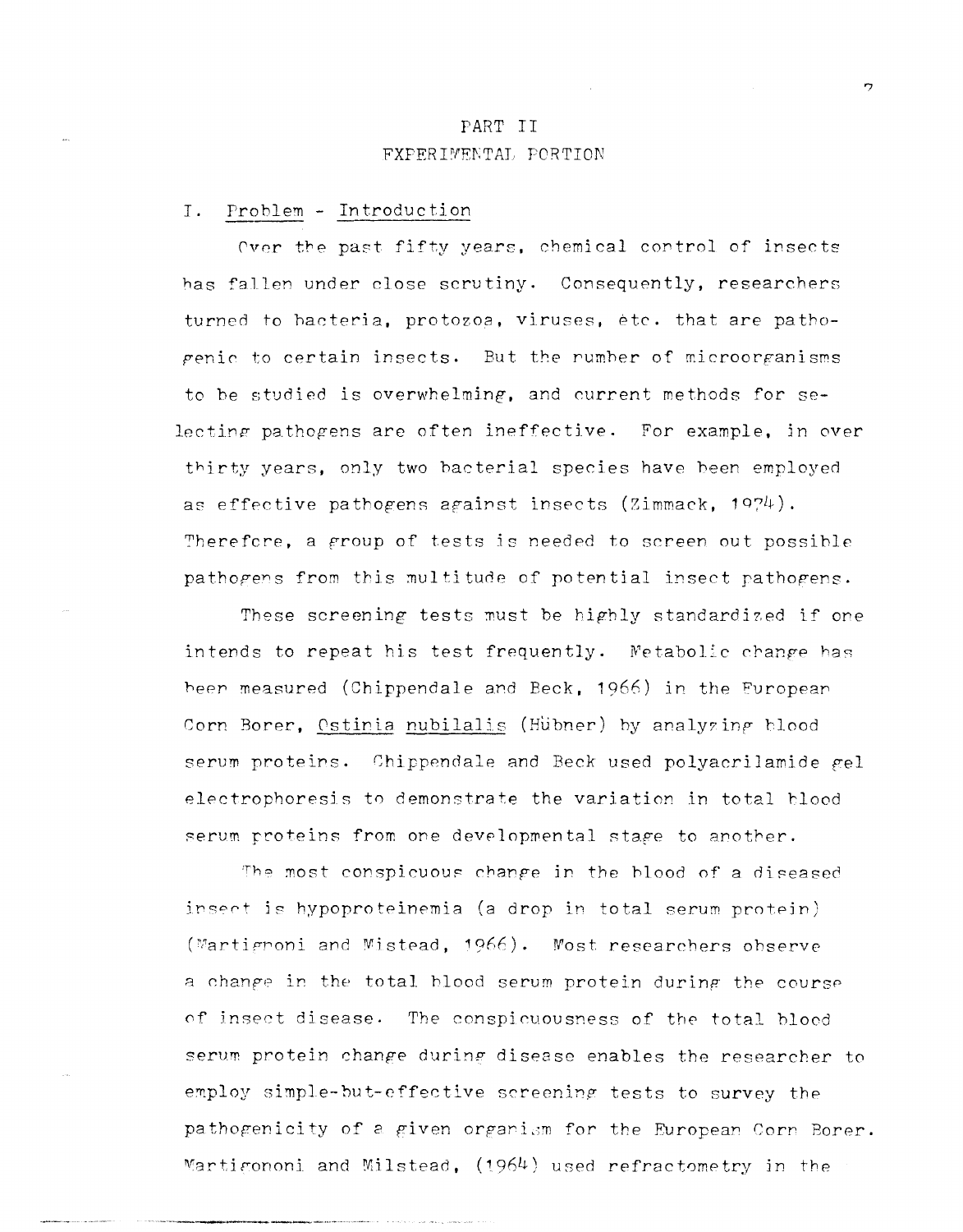# PART II
## EXPERIMENTAL PORTION

### I. Problem - Introduction

Over the past fifty years, chemical control of insects has fallen under close scrutiny. Consequently, researchers turned to bacteria, protozoa, viruses, etc. that are pathogenic to certain insects. But the number of microorganisms to be studied is overwhelming, and current methods for selecting pathogens are often ineffective. For example, in over thirty years, only two bacterial species have been employed as effective pathogens against insects (Zimmack, 1974). Therefore, a group of tests is needed to screen out possible pathogens from this multitude of potential insect pathogens.

These screening tests must be highly standardized if one intends to repeat his test frequently. Metabolic change has been measured (Chippendale and Beck, 1966) in the European Corn Borer, Ostinia nubilalis (Hübner) by analyzing blood serum proteins. Chippendale and Beck used polyacrilamide gel electrophoresis to demonstrate the variation in total blood serum proteins from one developmental stage to another.

The most conspicuous change in the blood of a diseased insect is hypoproteinemia (a drop in total serum protein) (Martignoni and Mistead, 1966). Most researchers observe a change in the total blood serum protein during the course of insect disease. The conspicuousness of the total blood serum protein change during disease enables the researcher to employ simple-but-effective screening tests to survey the pathogenicity of a given organism for the European Corn Borer. Martigononi and Milstead, (1964) used refractometry in the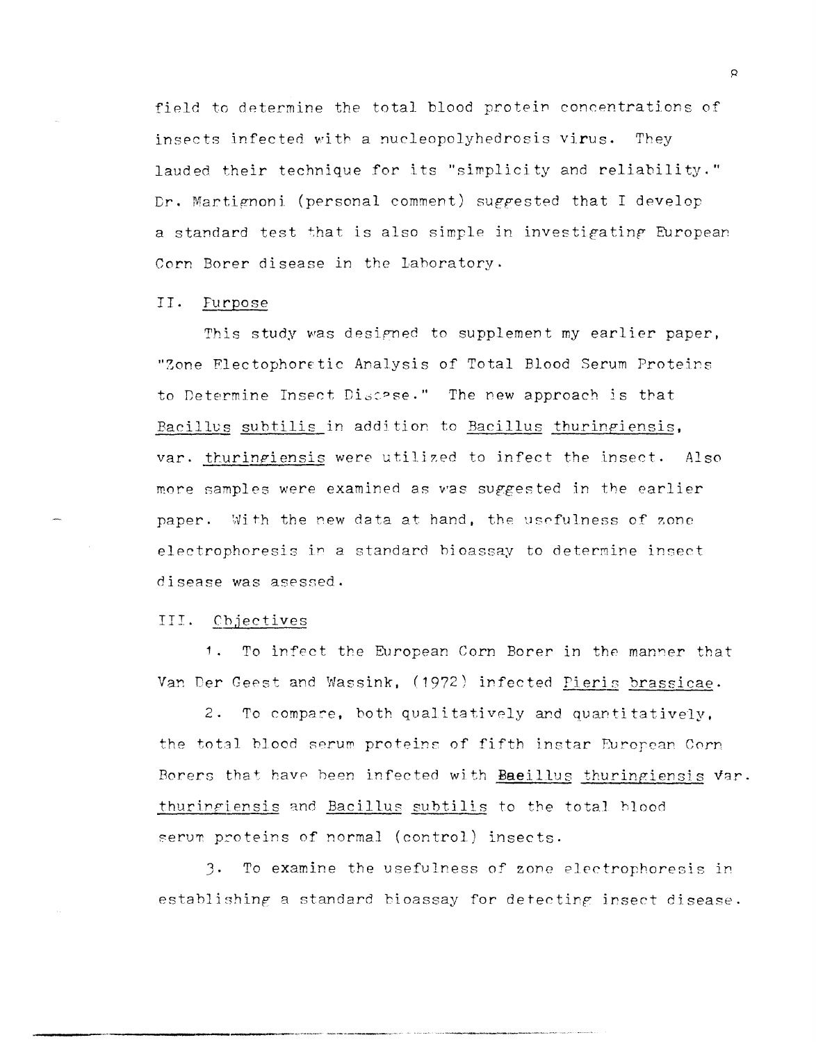field to determine the total blood protein concentrations of insects infected with a nucleopolyhedrosis virus. They lauded their technique for its "simplicity and reliability." Dr. Martignoni (personal comment) suggested that I develop a standard test that is also simple in investigating European Corn Borer disease in the laboratory.

## II. Purpose

This study was designed to supplement my earlier paper, "Zone Electophoretic Analysis of Total Blood Serum Proteins to Determine Insect Disease." The new approach is that *Bacillus subtilis* in addition to *Bacillus thuringiensis*, var. *thuringiensis* were utilized to infect the insect. Also more samples were examined as was suggested in the earlier paper. With the new data at hand, the usefulness of zone electrophoresis in a standard bioassay to determine insect disease was asessed.

## III. Objectives

1. To infect the European Corn Borer in the manner that Van Der Geest and Wassink, (1972) infected *Pieris brassicae*.

2. To compare, both qualitatively and quantitatively, the total blood serum proteins of fifth instar European Corn Borers that have been infected with *Baeillus thuringiensis* var. *thuringiensis* and *Bacillus subtilis* to the total blood serum proteins of normal (control) insects.

3. To examine the usefulness of zone electrophoresis in establishing a standard bioassay for detecting insect disease.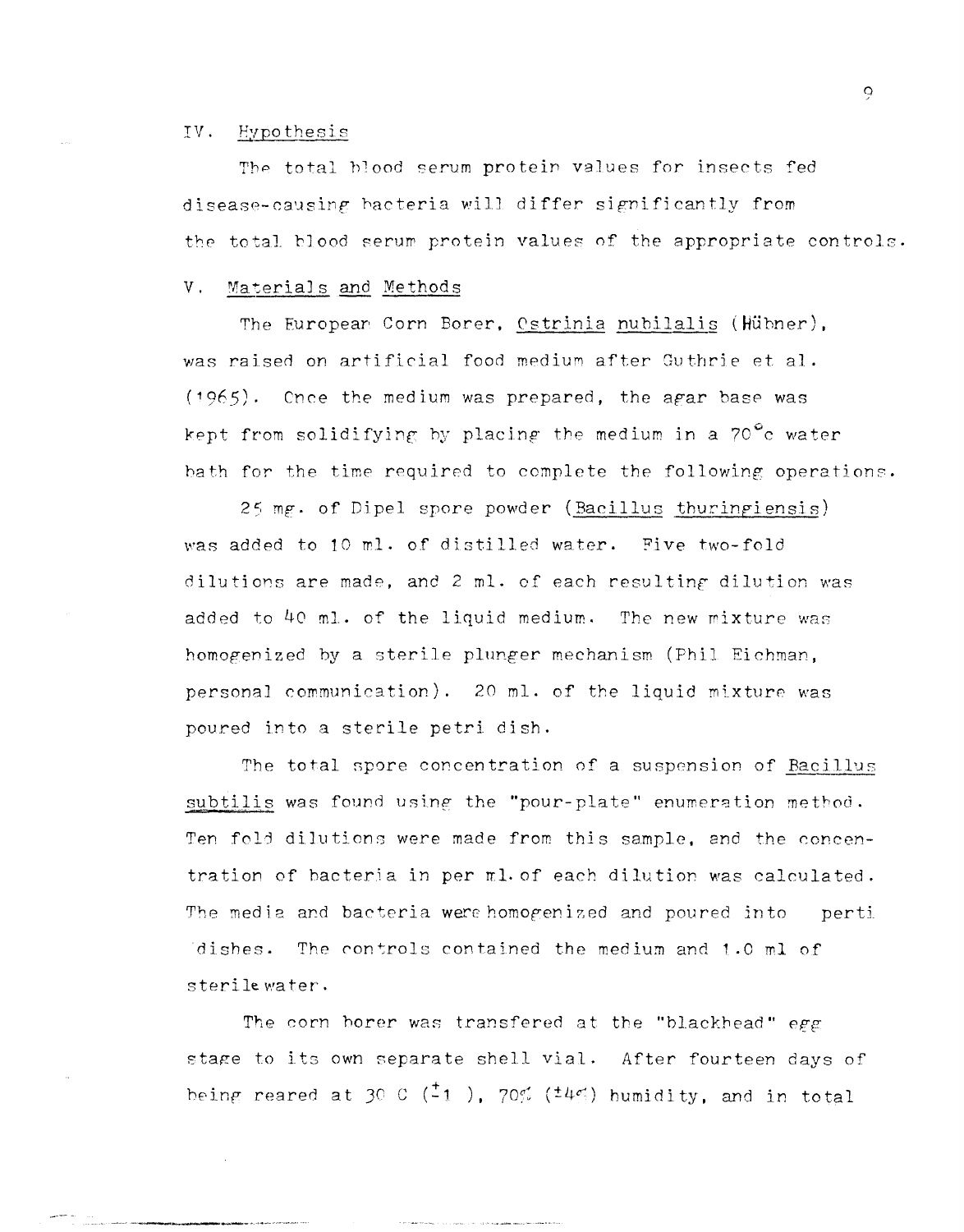## IV. Hypothesis

The total blood serum protein values for insects fed disease-causing bacteria will differ significantly from the total blood serum protein values of the appropriate controls.

## V. Materials and Methods

The European Corn Borer, *Ostrinia nubilalis* (Hübner), was raised on artificial food medium after Guthrie et al. (1965). Once the medium was prepared, the agar base was kept from solidifying by placing the medium in a 70°c water bath for the time required to complete the following operations.

25 mg. of Dipel spore powder (*Bacillus thuringiensis*) was added to 10 ml. of distilled water. Five two-fold dilutions are made, and 2 ml. of each resulting dilution was added to 40 ml. of the liquid medium. The new mixture was homogenized by a sterile plunger mechanism (Phil Eichman, personal communication). 20 ml. of the liquid mixture was poured into a sterile petri dish.

The total spore concentration of a suspension of *Bacillus subtilis* was found using the "pour-plate" enumeration method. Ten fold dilutions were made from this sample, and the concentration of bacteria in per ml. of each dilution was calculated. The media and bacteria were homogenized and poured into perti dishes. The controls contained the medium and 1.0 ml of sterile water.

The corn borer was transfered at the "blackhead" egg stage to its own separate shell vial. After fourteen days of being reared at 30 C (±1 ), 70% (±4%) humidity, and in total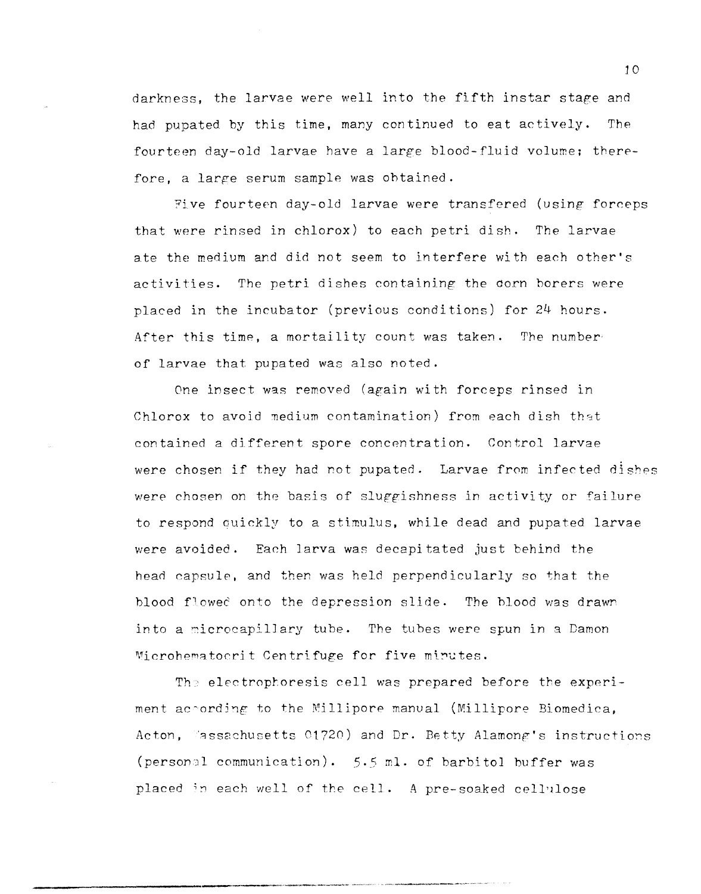darkness, the larvae were well into the fifth instar stage and had pupated by this time, many continued to eat actively. The fourteen day-old larvae have a large blood-fluid volume; therefore, a large serum sample was obtained.

Five fourteen day-old larvae were transfered (using forceps that were rinsed in chlorox) to each petri dish. The larvae ate the medium and did not seem to interfere with each other's activities. The petri dishes containing the corn borers were placed in the incubator (previous conditions) for 24 hours. After this time, a mortaility count was taken. The number of larvae that pupated was also noted.

One insect was removed (again with forceps rinsed in Chlorox to avoid medium contamination) from each dish that contained a different spore concentration. Control larvae were chosen if they had not pupated. Larvae from infected dishes were chosen on the basis of sluggishness in activity or failure to respond quickly to a stimulus, while dead and pupated larvae were avoided. Each larva was decapitated just behind the head capsule, and then was held perpendicularly so that the blood flowed onto the depression slide. The blood was drawn into a microcapillary tube. The tubes were spun in a Damon Microhematocrit Centrifuge for five minutes.

The electrophoresis cell was prepared before the experiment according to the Millipore manual (Millipore Biomedica, Acton, Massachusetts 01720) and Dr. Betty Alamong's instructions (personal communication). 5.5 ml. of barbitol buffer was placed in each well of the cell. A pre-soaked cellulose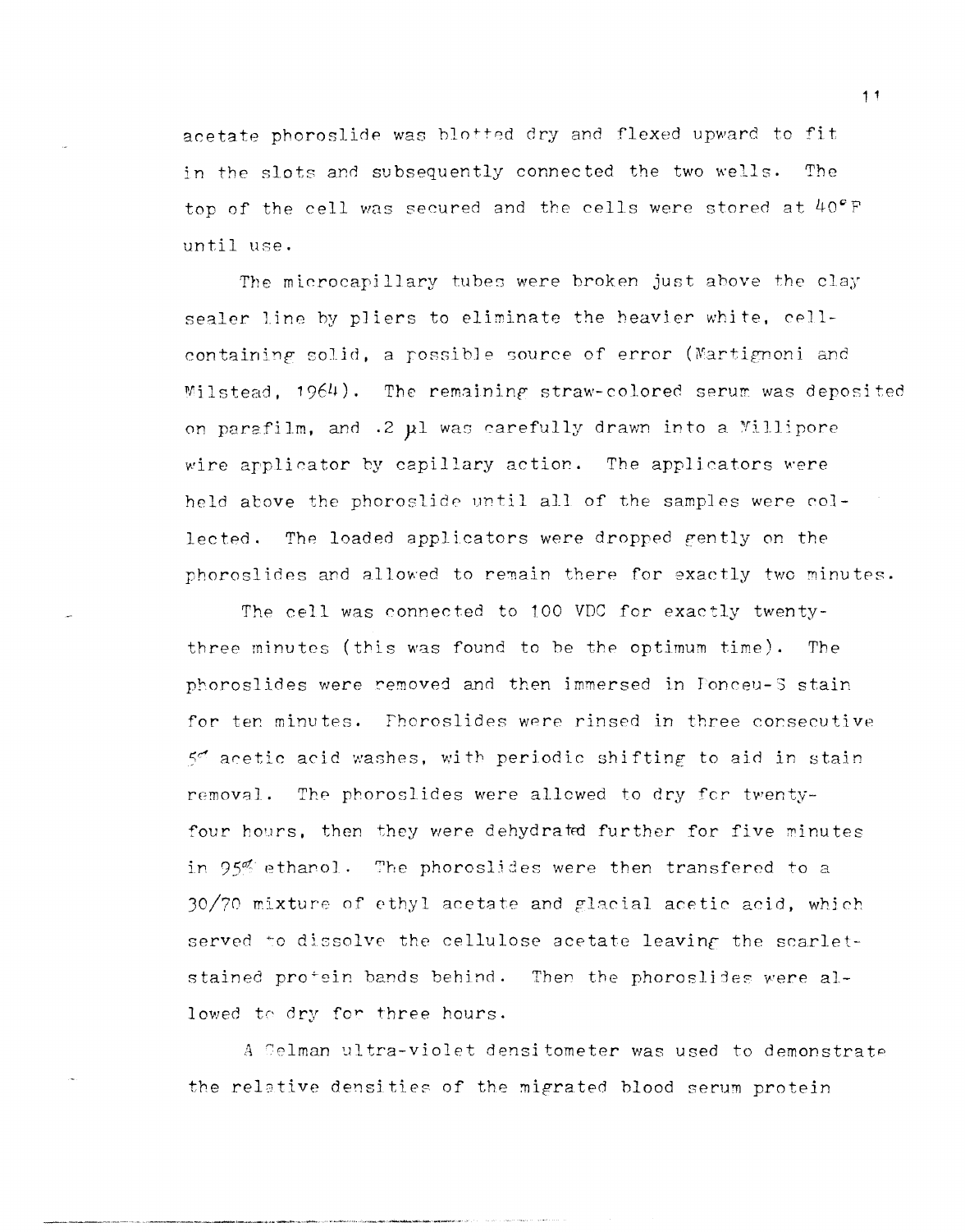acetate phoroslide was blotted dry and flexed upward to fit in the slots and subsequently connected the two wells. The top of the cell was secured and the cells were stored at 40°F until use.

The microcapillary tubes were broken just above the clay sealer line by pliers to eliminate the heavier white, cell-containing solid, a possible source of error (Martignoni and Milstead, 1964). The remaining straw-colored serum was deposited on parafilm, and .2 µl was carefully drawn into a Millipore wire applicator by capillary action. The applicators were held above the phoroslide until all of the samples were collected. The loaded applicators were dropped gently on the phoroslides and allowed to remain there for exactly two minutes.

The cell was connected to 100 VDC for exactly twenty-three minutes (this was found to be the optimum time). The phoroslides were removed and then immersed in Ponceau-S stain for ten minutes. Phoroslides were rinsed in three consecutive 5% acetic acid washes, with periodic shifting to aid in stain removal. The phoroslides were allowed to dry for twenty-four hours, then they were dehydrated further for five minutes in 95% ethanol. The phoroslides were then transfered to a 30/70 mixture of ethyl acetate and glacial acetic acid, which served to dissolve the cellulose acetate leaving the scarlet-stained protein bands behind. Then the phoroslides were allowed to dry for three hours.

A Gelman ultra-violet densitometer was used to demonstrate the relative densities of the migrated blood serum protein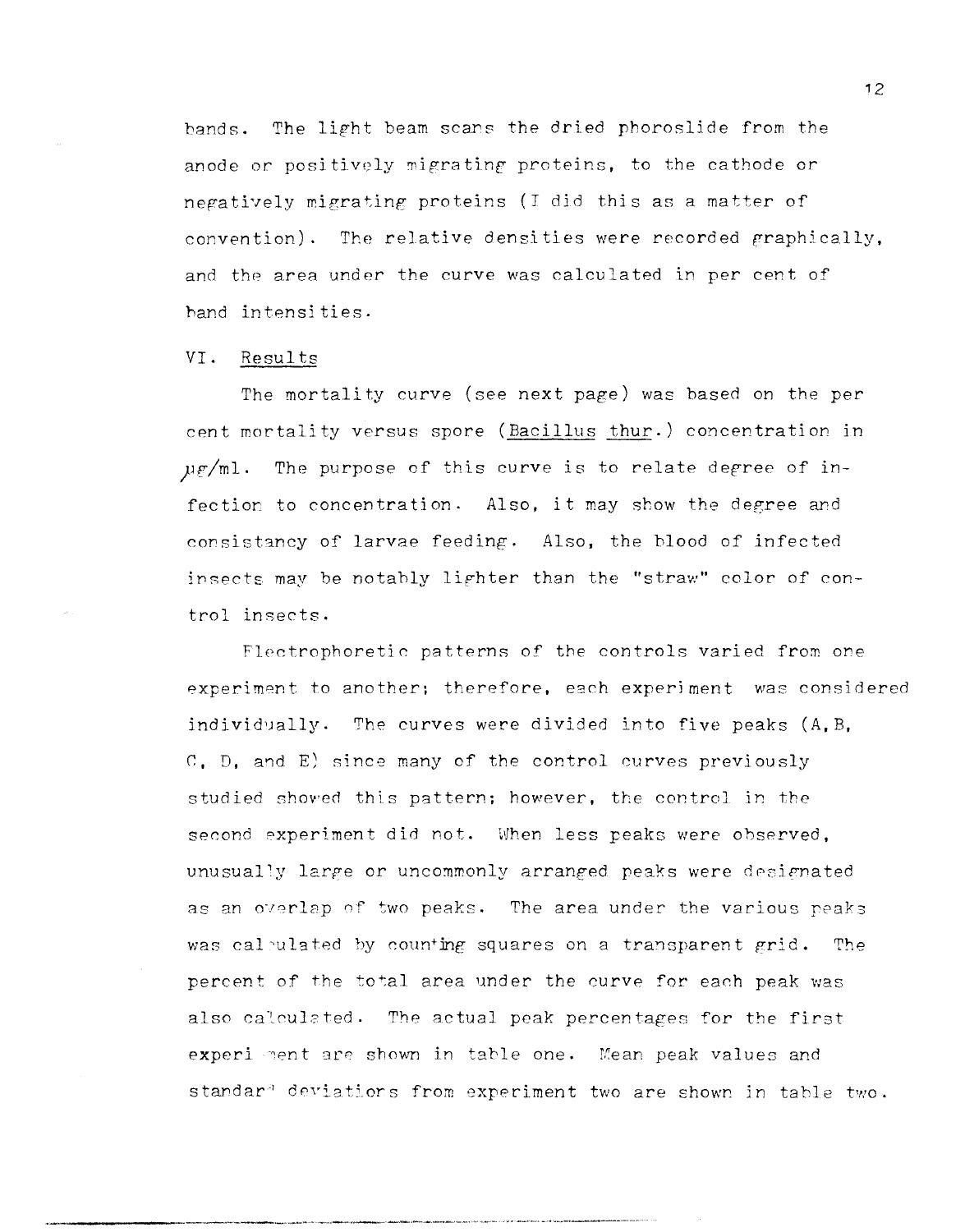bands. The light beam scans the dried phoroslide from the anode or positively migrating proteins, to the cathode or negatively migrating proteins (I did this as a matter of convention). The relative densities were recorded graphically, and the area under the curve was calculated in per cent of band intensities.

## VI. Results

The mortality curve (see next page) was based on the per cent mortality versus spore (Bacillus thur.) concentration in $\mu g$/ml. The purpose of this curve is to relate degree of infection to concentration. Also, it may show the degree and consistancy of larvae feeding. Also, the blood of infected insects may be notably lighter than the "straw" color of control insects.

Electrophoretic patterns of the controls varied from one experiment to another; therefore, each experiment was considered individually. The curves were divided into five peaks (A, B, C, D, and E) since many of the control curves previously studied showed this pattern; however, the control in the second experiment did not. When less peaks were observed, unusually large or uncommonly arranged peaks were designated as an overlap of two peaks. The area under the various peaks was calculated by counting squares on a transparent grid. The percent of the total area under the curve for each peak was also calculated. The actual peak percentages for the first experiment are shown in table one. Mean peak values and standard deviations from experiment two are shown in table two.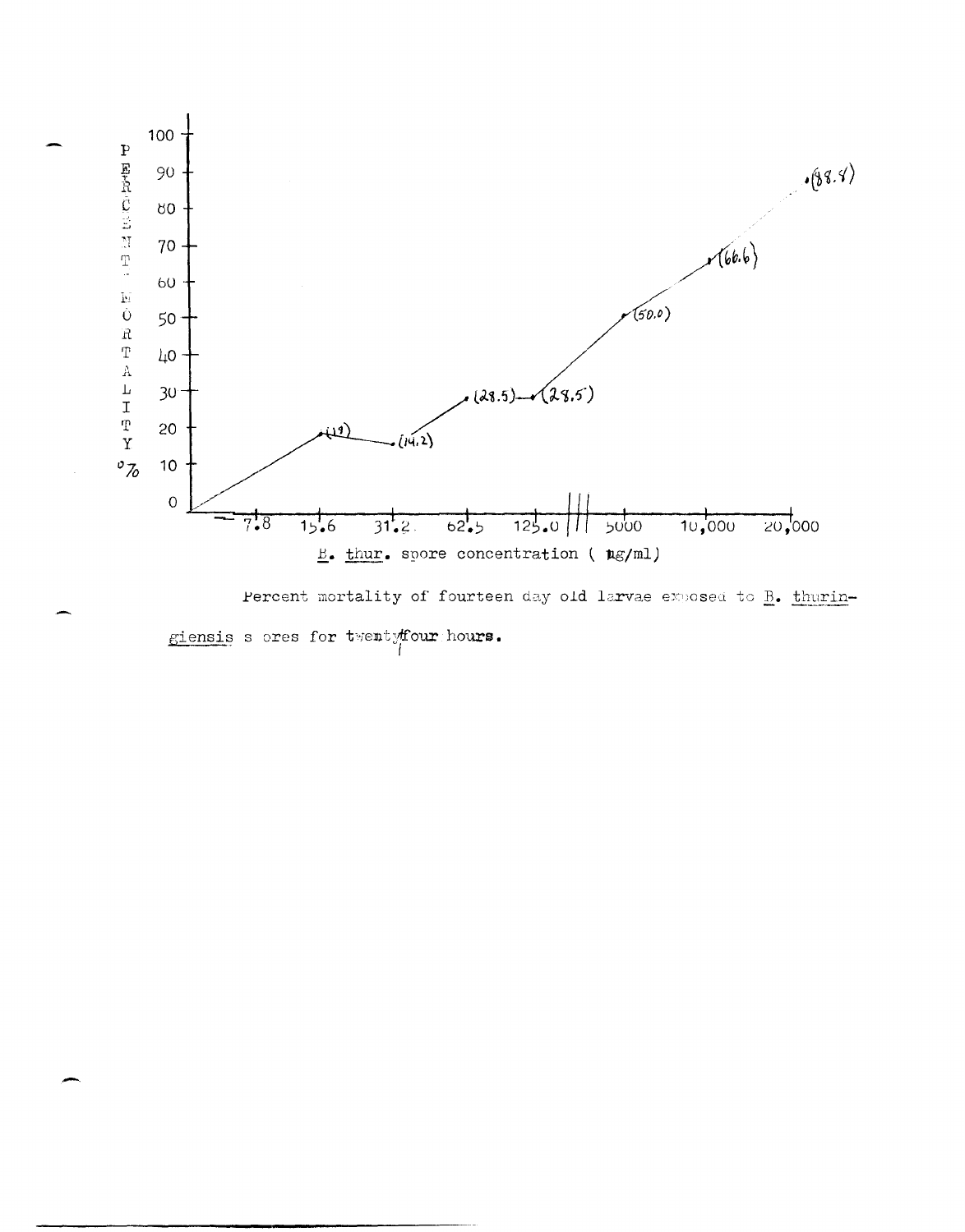Percent mortality of fourteen day old larvae exposed to *B. thuringiensis* spores for twenty four hours.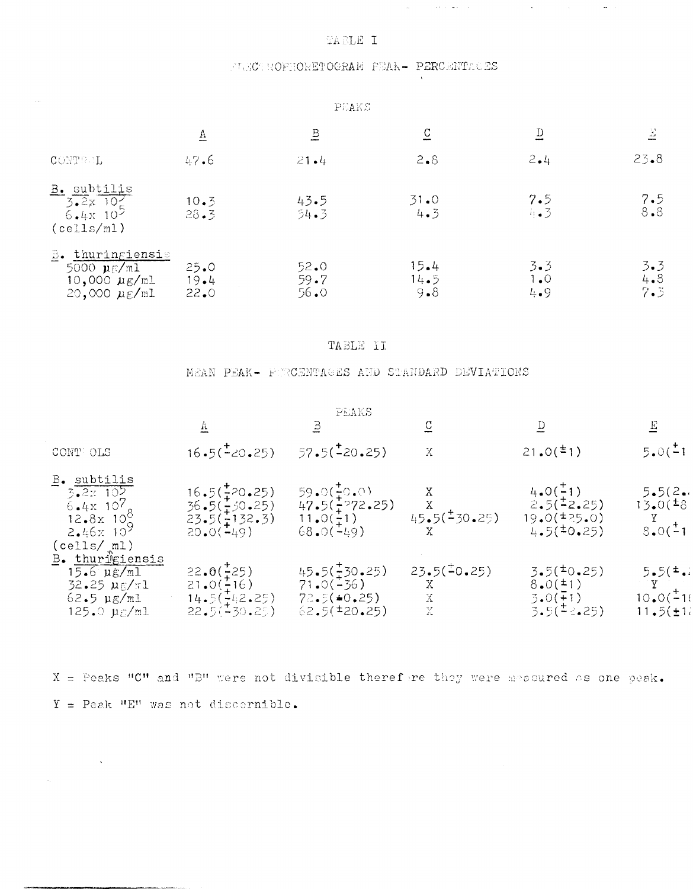## TABLE I

### ELECTROPHORETOGRAM PEAK- PERCENTAGES

| | PEAKS | | | | |
|---|---|---|---|---|---|
| | A | B | C | D | E |
| CONTROL | 47.6 | 21.4 | 2.8 | 2.4 | 23.8 |
| *B. subtilis* | | | | | |
| $3.2x\ 10^5$ | 10.3 | 43.5 | 31.0 | 7.5 | 7.5 |
| $6.4x\ 10^5$ | 28.3 | 54.3 | 4.3 | 4.3 | 8.8 |
| (cells/ml) | | | | | |
| *B. thuringiensis* | | | | | |
| 5000 µg/ml | 25.0 | 52.0 | 15.4 | 3.3 | 3.3 |
| 10,000 µg/ml | 19.4 | 59.7 | 14.5 | 1.0 | 4.8 |
| 20,000 µg/ml | 22.0 | 56.0 | 9.8 | 4.9 | 7.3 |

## TABLE II

### MEAN PEAK- PERCENTAGES AND STANDARD DEVIATIONS

| | PEAKS | | | | |
|---|---|---|---|---|---|
| | A | B | C | D | E |
| CONTROLS | 16.5(±20.25) | 57.5(±20.25) | X | 21.0(±1) | 5.0(±1 |
| *B. subtilis* | | | | | |
| $3.2x\ 10^5$ | 16.5(±20.25) | 59.0(±0.0) | X | 4.0(±1) | 5.5(2.. |
| $6.4x\ 10^7$ | 36.5(±30.25) | 47.5(±272.25) | X | 2.5(±2.25) | 13.0(±8 |
| $12.8x\ 10^8$ | 23.5(±132.3) | 11.0(±1) | 45.5(±30.25) | 19.0(±25.0) | Y |
| $2.46x\ 10^9$ | 20.0(±49) | 68.0(±49) | X | 4.5(±0.25) | 8.0(±1 |
| (cells/ ml) | | | | | |
| *B. thuringiensis* | | | | | |
| 15.6 µg/ml | 22.0(±25) | 45.5(±30.25) | 23.5(±0.25) | 3.5(±0.25) | 5.5(±. |
| 32.25 µg/ml | 21.0(±16) | 71.0(±36) | X | 8.0(±1) | Y |
| 62.5 µg/ml | 14.5(±42.25) | 72.5(±0.25) | X | 3.0(±1) | 10.0(±1 |
| 125.0 µg/ml | 22.5(±30.25) | 62.5(±20.25) | X | 3.5(±2.25) | 11.5(±1 |

X = Peaks "C" and "B" were not divisible therefore they were measured as one peak.

Y = Peak "E" was not discernible.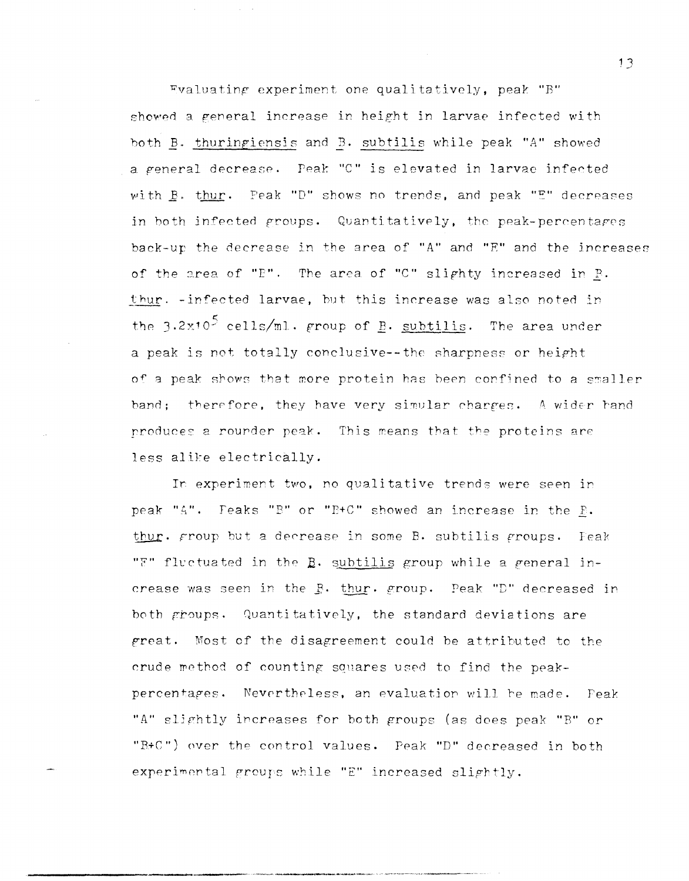Evaluating experiment one qualitatively, peak "B" showed a general increase in height in larvae infected with both _B. thuringiensis_ and _B. subtilis_ while peak "A" showed a general decrease. Peak "C" is elevated in larvae infected with _B. thur_. Peak "D" shows no trends, and peak "E" decreases in both infected groups. Quantitatively, the peak-percentages back-up the decrease in the area of "A" and "E" and the increases of the area of "B". The area of "C" slighty increased in _B. thur._ -infected larvae, but this increase was also noted in the $3.2 \times 10^5$ cells/ml. group of _B. subtilis_. The area under a peak is not totally conclusive--the sharpness or height of a peak shows that more protein has been confined to a smaller band; therefore, they have very simular charges. A wider band produces a rounder peak. This means that the proteins are less alike electrically.

In experiment two, no qualitative trends were seen in peak "A". Peaks "B" or "B+C" showed an increase in the _B. thur._ group but a decrease in some B. subtilis groups. Peak "E" fluctuated in the _B. subtilis_ group while a general increase was seen in the _B. thur._ group. Peak "D" decreased in both groups. Quantitatively, the standard deviations are great. Most of the disagreement could be attributed to the crude method of counting squares used to find the peak-percentages. Nevertheless, an evaluation will be made. Peak "A" slightly increases for both groups (as does peak "B" or "B+C") over the control values. Peak "D" decreased in both experimental groups while "E" increased slightly.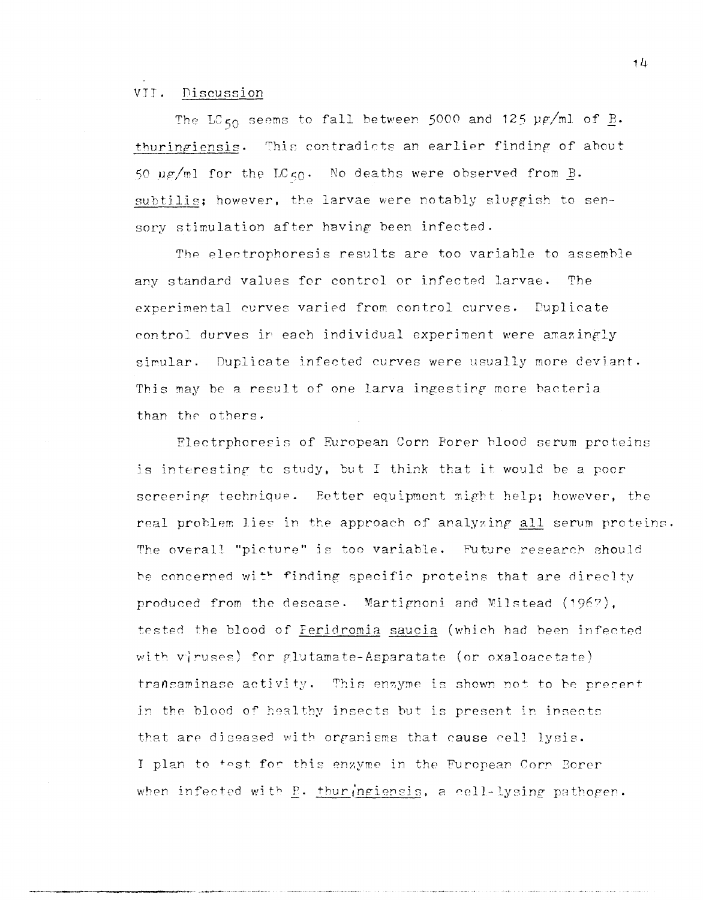## VII. Discussion

The $LC_{50}$ seems to fall between 5000 and 125 $\mu g/ml$ of B. *thuringiensis*. This contradicts an earlier finding of about 50 $\mu g/ml$ for the $LC_{50}$. No deaths were observed from B. *subtilis*; however, the larvae were notably sluggish to sensory stimulation after having been infected.

The electrophoresis results are too variable to assemble any standard values for control or infected larvae. The experimental curves varied from control curves. Duplicate control durves in each individual experiment were amazingly simular. Duplicate infected curves were usually more deviant. This may be a result of one larva ingesting more bacteria than the others.

Electrphoresis of European Corn Borer blood serum proteins is interesting to study, but I think that it would be a poor screening technique. Better equipment might help; however, the real problem lies in the approach of analyzing all serum proteins. The overall "picture" is too variable. Future research should be concerned with finding specific proteins that are direclty produced from the desease. Martignoni and Milstead (1962), tested the blood of *Peridromia saucia* (which had been infected with viruses) for glutamate-Asparatate (or oxaloacetate) transaminase activity. This enzyme is shown not to be present in the blood of healthy insects but is present in insects that are diseased with organisms that cause cell lysis. I plan to test for this enzyme in the European Corn Borer when infected with B. *thuringiensis*, a cell-lysing pathogen.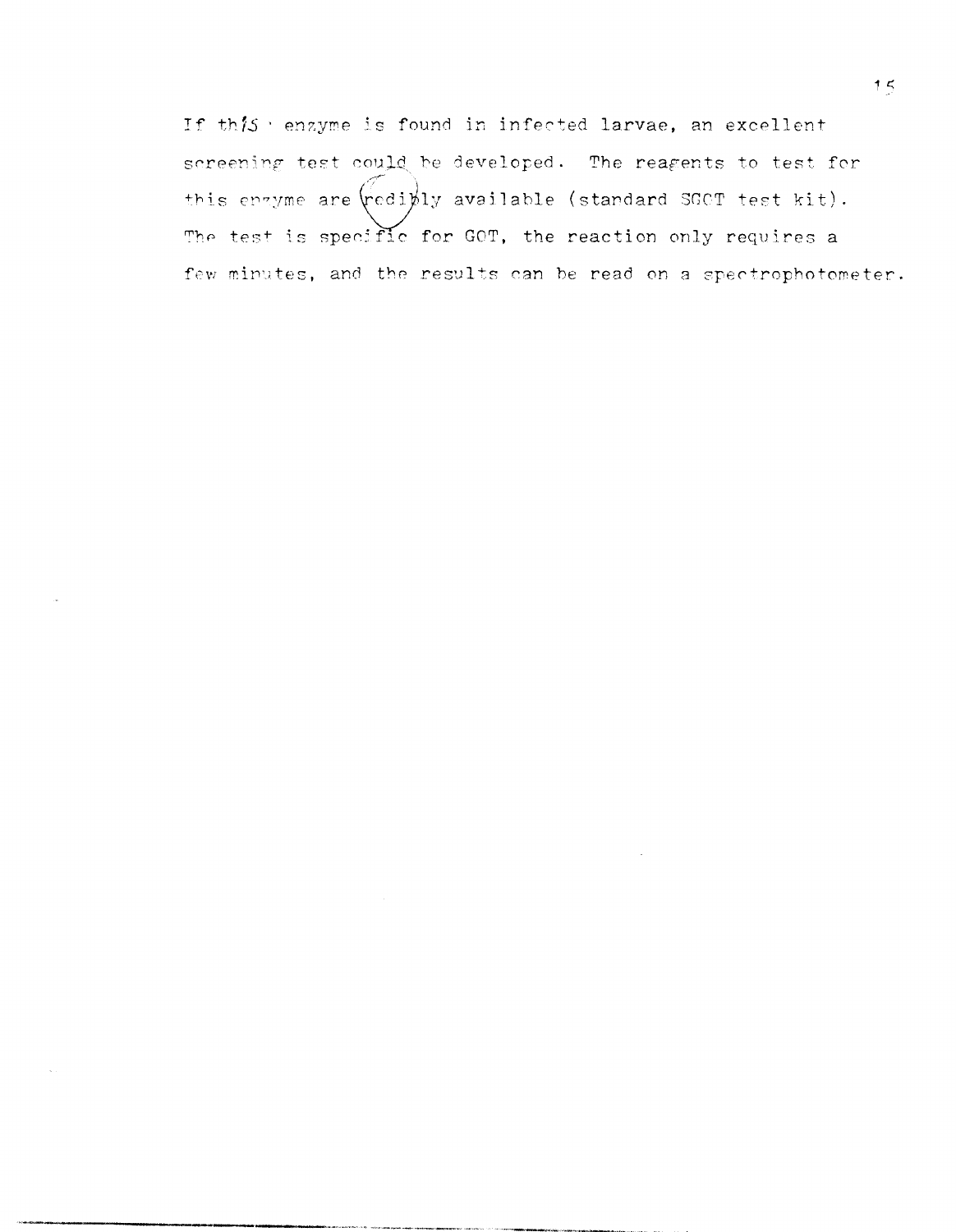If this enzyme is found in infected larvae, an excellent screening test could be developed. The reagents to test for this enzyme are redibly available (standard SGOT test kit). The test is specific for GOT, the reaction only requires a few minutes, and the results can be read on a spectrophotometer.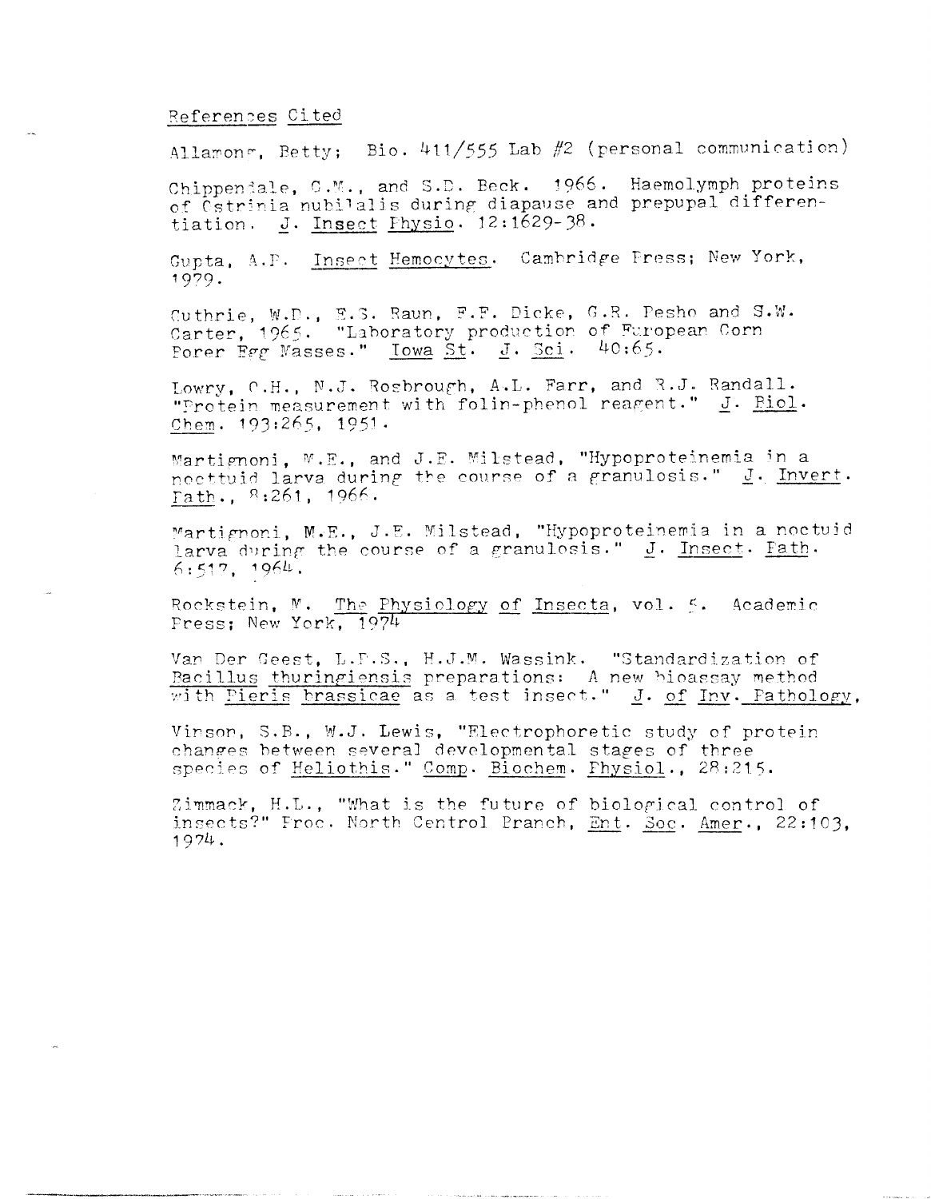References Cited

Allamong, Betty; Bio. 411/555 Lab #2 (personal communication)

Chippendale, G.M., and S.D. Beck. 1966. Haemolymph proteins of Ostrinia nubilalis during diapause and prepupal differentiation. J. Insect Physio. 12:1629-38.

Gupta, A.P. Insect Hemocytes. Cambridge Press; New York, 1979.

Guthrie, W.D., E.S. Raun, F.F. Dicke, G.R. Pesho and S.W. Carter, 1965. "Laboratory production of European Corn Borer Egg Masses." Iowa St. J. Sci. 40:65.

Lowry, O.H., N.J. Rosbrough, A.L. Farr, and R.J. Randall. "Protein measurement with folin-phenol reagent." J. Biol. Chem. 193:265, 1951.

Martignoni, M.E., and J.E. Milstead, "Hypoproteinemia in a noctuid larva during the course of a granulosis." J. Invert. Path., 8:261, 1966.

Martignoni, M.E., J.E. Milstead, "Hypoproteinemia in a noctuid larva during the course of a granulosis." J. Insect. Path. 6:517, 1964.

Rockstein, M. The Physiology of Insecta, vol. 5. Academic Press; New York, 1974

Van Der Geest, L.P.S., H.J.M. Wassink. "Standardization of Bacillus thuringiensis preparations: A new bioassay method with Pieris brassicae as a test insect." J. of Inv. Pathology.

Vinson, S.B., W.J. Lewis, "Electrophoretic study of protein changes between several developmental stages of three species of Heliothis." Comp. Biochem. Physiol., 28:215.

Zimmack, H.L., "What is the future of biological control of insects?" Proc. North Central Branch, Ent. Soc. Amer., 22:103, 1974.